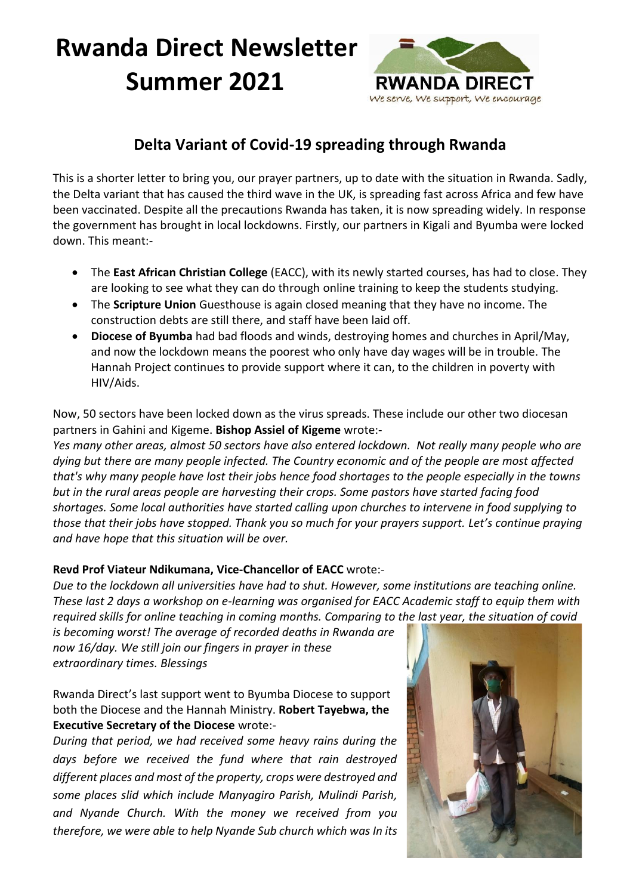# Rwanda Direct Newsletter Summer 2021

RWANDA DIRECT
We serve, We support, We encourage

## Delta Variant of Covid-19 spreading through Rwanda

This is a shorter letter to bring you, our prayer partners, up to date with the situation in Rwanda. Sadly, the Delta variant that has caused the third wave in the UK, is spreading fast across Africa and few have been vaccinated. Despite all the precautions Rwanda has taken, it is now spreading widely. In response the government has brought in local lockdowns. Firstly, our partners in Kigali and Byumba were locked down. This meant:-

- The **East African Christian College** (EACC), with its newly started courses, has had to close. They are looking to see what they can do through online training to keep the students studying.
- The **Scripture Union** Guesthouse is again closed meaning that they have no income. The construction debts are still there, and staff have been laid off.
- **Diocese of Byumba** had bad floods and winds, destroying homes and churches in April/May, and now the lockdown means the poorest who only have day wages will be in trouble. The Hannah Project continues to provide support where it can, to the children in poverty with HIV/Aids.

Now, 50 sectors have been locked down as the virus spreads. These include our other two diocesan partners in Gahini and Kigeme. **Bishop Assiel of Kigeme** wrote:-

*Yes many other areas, almost 50 sectors have also entered lockdown. Not really many people who are dying but there are many people infected. The Country economic and of the people are most affected that's why many people have lost their jobs hence food shortages to the people especially in the towns but in the rural areas people are harvesting their crops. Some pastors have started facing food shortages. Some local authorities have started calling upon churches to intervene in food supplying to those that their jobs have stopped. Thank you so much for your prayers support. Let's continue praying and have hope that this situation will be over.*

**Revd Prof Viateur Ndikumana, Vice-Chancellor of EACC** wrote:-

*Due to the lockdown all universities have had to shut. However, some institutions are teaching online. These last 2 days a workshop on e-learning was organised for EACC Academic staff to equip them with required skills for online teaching in coming months. Comparing to the last year, the situation of covid is becoming worst! The average of recorded deaths in Rwanda are now 16/day. We still join our fingers in prayer in these extraordinary times. Blessings*

Rwanda Direct's last support went to Byumba Diocese to support both the Diocese and the Hannah Ministry. **Robert Tayebwa, the Executive Secretary of the Diocese** wrote:-

*During that period, we had received some heavy rains during the days before we received the fund where that rain destroyed different places and most of the property, crops were destroyed and some places slid which include Manyagiro Parish, Mulindi Parish, and Nyande Church. With the money we received from you therefore, we were able to help Nyande Sub church which was In its*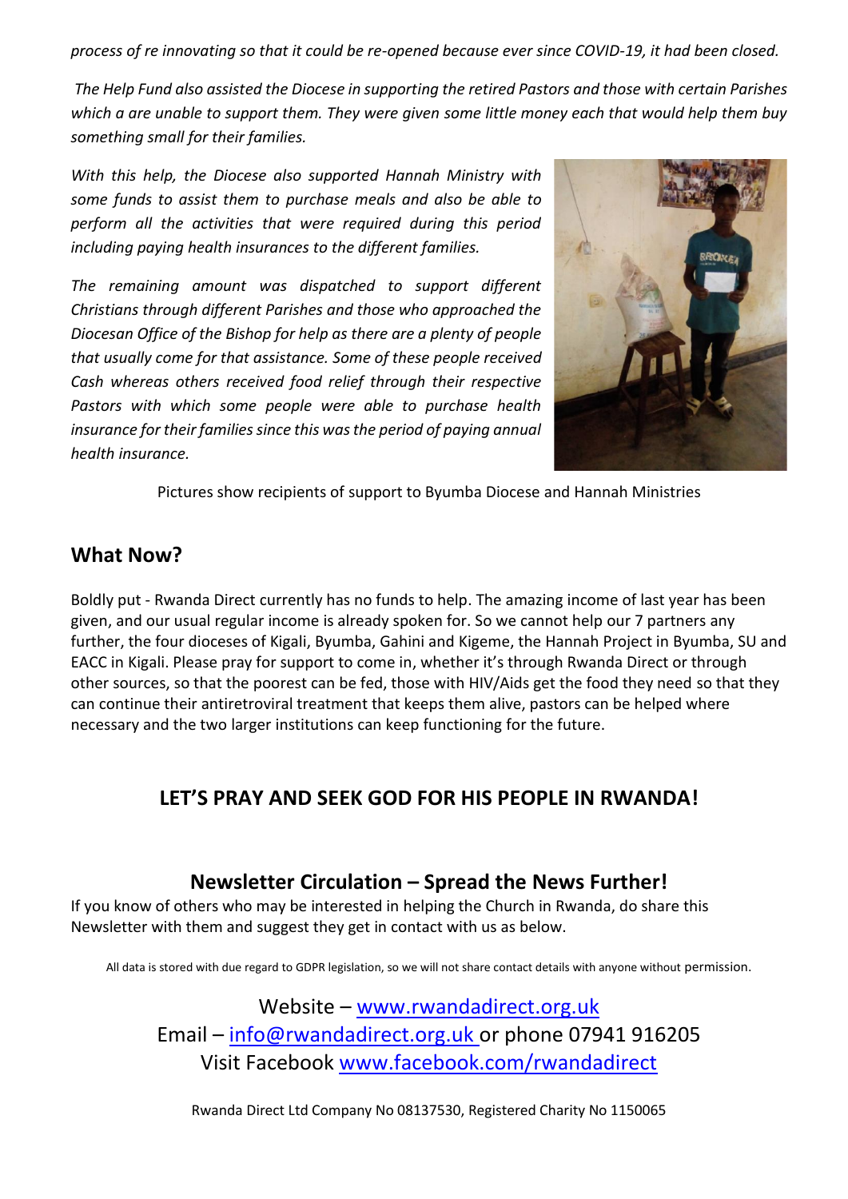*process of re innovating so that it could be re-opened because ever since COVID-19, it had been closed.*

*The Help Fund also assisted the Diocese in supporting the retired Pastors and those with certain Parishes which a are unable to support them. They were given some little money each that would help them buy something small for their families.*

*With this help, the Diocese also supported Hannah Ministry with some funds to assist them to purchase meals and also be able to perform all the activities that were required during this period including paying health insurances to the different families.*

*The remaining amount was dispatched to support different Christians through different Parishes and those who approached the Diocesan Office of the Bishop for help as there are a plenty of people that usually come for that assistance. Some of these people received Cash whereas others received food relief through their respective Pastors with which some people were able to purchase health insurance for their families since this was the period of paying annual health insurance.*

Pictures show recipients of support to Byumba Diocese and Hannah Ministries

## What Now?

Boldly put - Rwanda Direct currently has no funds to help. The amazing income of last year has been given, and our usual regular income is already spoken for. So we cannot help our 7 partners any further, the four dioceses of Kigali, Byumba, Gahini and Kigeme, the Hannah Project in Byumba, SU and EACC in Kigali. Please pray for support to come in, whether it's through Rwanda Direct or through other sources, so that the poorest can be fed, those with HIV/Aids get the food they need so that they can continue their antiretroviral treatment that keeps them alive, pastors can be helped where necessary and the two larger institutions can keep functioning for the future.

## LET'S PRAY AND SEEK GOD FOR HIS PEOPLE IN RWANDA!

## Newsletter Circulation – Spread the News Further!

If you know of others who may be interested in helping the Church in Rwanda, do share this Newsletter with them and suggest they get in contact with us as below.

All data is stored with due regard to GDPR legislation, so we will not share contact details with anyone without permission.

Website – www.rwandadirect.org.uk
Email – info@rwandadirect.org.uk or phone 07941 916205
Visit Facebook www.facebook.com/rwandadirect

Rwanda Direct Ltd Company No 08137530, Registered Charity No 1150065